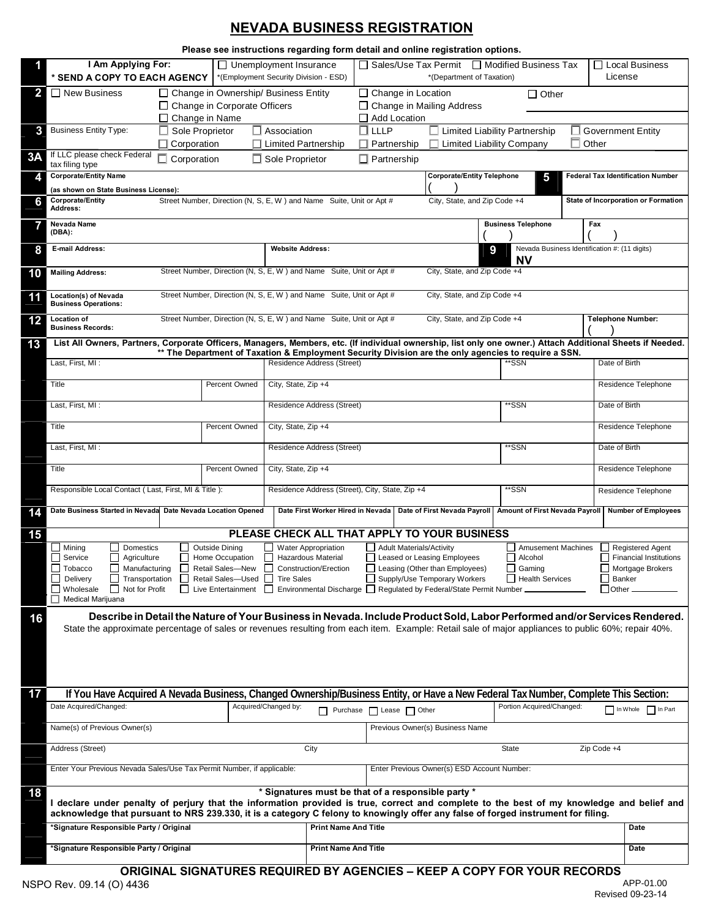# NEVADA BUSINESS REGISTRATION

**Please see instructions regarding form detail and online registration options.**

**1** **I Am Applying For:** **\* SEND A COPY TO EACH AGENCY**

- ☐ Unemployment Insurance *(Employment Security Division - ESD)
- ☐ Sales/Use Tax Permit ☐ Modified Business Tax *(Department of Taxation)
- ☐ Local Business License

**2**
- ☐ New Business
- ☐ Change in Ownership/ Business Entity
- ☐ Change in Corporate Officers
- ☐ Change in Name
- ☐ Change in Location
- ☐ Change in Mailing Address
- ☐ Add Location
- ☐ Other

**3** Business Entity Type:
- ☐ Sole Proprietor
- ☐ Corporation
- ☐ Association
- ☐ Limited Partnership
- ☐ LLLP
- ☐ Partnership
- ☐ Limited Liability Partnership
- ☐ Limited Liability Company
- ☐ Government Entity
- ☐ Other

**3A** If LLC please check Federal tax filing type
- ☐ Corporation
- ☐ Sole Proprietor
- ☐ Partnership

| | | | | |
|---|---|---|---|---|
| **4** | **Corporate/Entity Name (as shown on State Business License):** | **Corporate/Entity Telephone** ( ) | **5** | **Federal Tax Identification Number** |
| **6** | **Corporate/Entity Address:** Street Number, Direction (N, S, E, W ) and Name Suite, Unit or Apt # | City, State, and Zip Code +4 | | **State of Incorporation or Formation** |
| **7** | **Nevada Name (DBA):** | **Business Telephone** ( ) | | **Fax** ( ) |
| **8** | **E-mail Address:** / **Website Address:** | **9** | | Nevada Business Identification #: (11 digits) **NV** |
| **10** | **Mailing Address:** Street Number, Direction (N, S, E, W ) and Name Suite, Unit or Apt # | City, State, and Zip Code +4 | | |
| **11** | **Location(s) of Nevada Business Operations:** Street Number, Direction (N, S, E, W ) and Name Suite, Unit or Apt # | City, State, and Zip Code +4 | | |
| **12** | **Location of Business Records:** Street Number, Direction (N, S, E, W ) and Name Suite, Unit or Apt # | City, State, and Zip Code +4 | | **Telephone Number:** ( ) |

**13** **List All Owners, Partners, Corporate Officers, Managers, Members, etc. (If individual ownership, list only one owner.) Attach Additional Sheets if Needed.**
**\*\* The Department of Taxation & Employment Security Division are the only agencies to require a SSN.**

| Last, First, MI : | | Residence Address (Street) | **SSN | Date of Birth |
|---|---|---|---|---|
| Title | Percent Owned | City, State, Zip +4 | | Residence Telephone |
| Last, First, MI : | | Residence Address (Street) | **SSN | Date of Birth |
| Title | Percent Owned | City, State, Zip +4 | | Residence Telephone |
| Last, First, MI : | | Residence Address (Street) | **SSN | Date of Birth |
| Title | Percent Owned | City, State, Zip +4 | | Residence Telephone |
| Responsible Local Contact ( Last, First, MI & Title ): | | Residence Address (Street), City, State, Zip +4 | **SSN | Residence Telephone |

**14**

| Date Business Started in Nevada | Date Nevada Location Opened | Date First Worker Hired in Nevada | Date of First Nevada Payroll | Amount of First Nevada Payroll | Number of Employees |
|---|---|---|---|---|---|
| | | | | | |

**15** **PLEASE CHECK ALL THAT APPLY TO YOUR BUSINESS**

- ☐ Mining
- ☐ Service
- ☐ Tobacco
- ☐ Delivery
- ☐ Wholesale
- ☐ Medical Marijuana
- ☐ Domestics
- ☐ Agriculture
- ☐ Manufacturing
- ☐ Transportation
- ☐ Not for Profit
- ☐ Outside Dining
- ☐ Home Occupation
- ☐ Retail Sales—New
- ☐ Retail Sales—Used
- ☐ Live Entertainment
- ☐ Water Appropriation
- ☐ Hazardous Material
- ☐ Construction/Erection
- ☐ Tire Sales
- ☐ Environmental Discharge
- ☐ Adult Materials/Activity
- ☐ Leased or Leasing Employees
- ☐ Leasing (Other than Employees)
- ☐ Supply/Use Temporary Workers
- ☐ Regulated by Federal/State Permit Number ________
- ☐ Amusement Machines
- ☐ Alcohol
- ☐ Gaming
- ☐ Health Services
- ☐ Registered Agent
- ☐ Financial Institutions
- ☐ Mortgage Brokers
- ☐ Banker
- ☐ Other ________

**16** **Describe in Detail the Nature of Your Business in Nevada. Include Product Sold, Labor Performed and/or Services Rendered.**
State the approximate percentage of sales or revenues resulting from each item. Example: Retail sale of major appliances to public 60%; repair 40%.

**17** **If You Have Acquired A Nevada Business, Changed Ownership/Business Entity, or Have a New Federal Tax Number, Complete This Section:**

| Date Acquired/Changed: | Acquired/Changed by: ☐ Purchase ☐ Lease ☐ Other | Portion Acquired/Changed: ☐ In Whole ☐ In Part |
|---|---|---|
| Name(s) of Previous Owner(s) | Previous Owner(s) Business Name | |
| Address (Street) | City | State / Zip Code +4 |
| Enter Your Previous Nevada Sales/Use Tax Permit Number, if applicable: | Enter Previous Owner(s) ESD Account Number: | |

**18** **\* Signatures must be that of a responsible party \***

**I declare under penalty of perjury that the information provided is true, correct and complete to the best of my knowledge and belief and acknowledge that pursuant to NRS 239.330, it is a category C felony to knowingly offer any false of forged instrument for filing.**

| *Signature Responsible Party / Original | Print Name And Title | Date |
|---|---|---|
| *Signature Responsible Party / Original | Print Name And Title | Date |

**ORIGINAL SIGNATURES REQUIRED BY AGENCIES – KEEP A COPY FOR YOUR RECORDS**

NSPO Rev. 09.14 (O) 4436

APP-01.00
Revised 09-23-14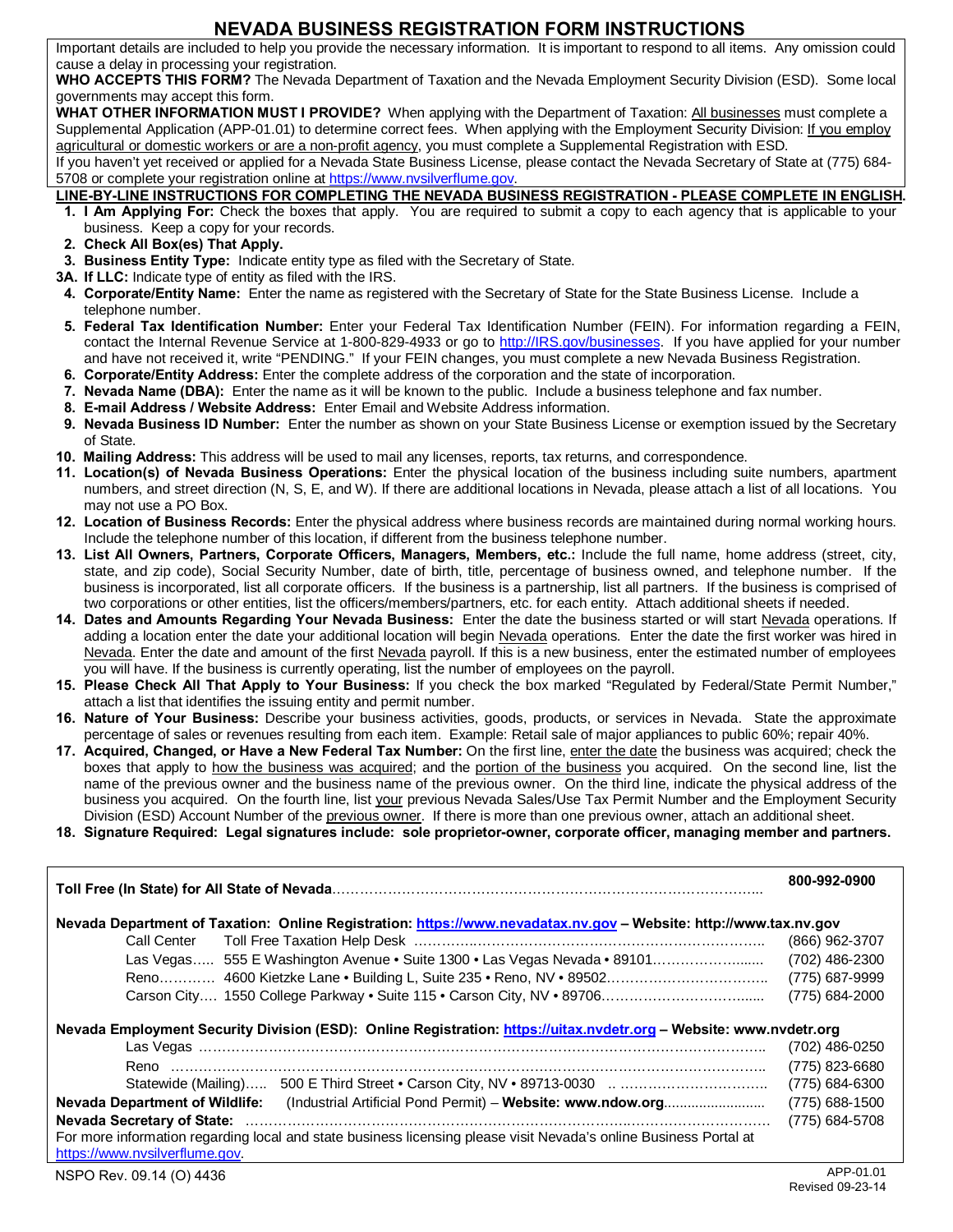# NEVADA BUSINESS REGISTRATION FORM INSTRUCTIONS

Important details are included to help you provide the necessary information. It is important to respond to all items. Any omission could cause a delay in processing your registration.

**WHO ACCEPTS THIS FORM?** The Nevada Department of Taxation and the Nevada Employment Security Division (ESD). Some local governments may accept this form.

**WHAT OTHER INFORMATION MUST I PROVIDE?** When applying with the Department of Taxation: All businesses must complete a Supplemental Application (APP-01.01) to determine correct fees. When applying with the Employment Security Division: If you employ agricultural or domestic workers or are a non-profit agency, you must complete a Supplemental Registration with ESD.

If you haven't yet received or applied for a Nevada State Business License, please contact the Nevada Secretary of State at (775) 684-5708 or complete your registration online at https://www.nvsilverflume.gov.

## LINE-BY-LINE INSTRUCTIONS FOR COMPLETING THE NEVADA BUSINESS REGISTRATION - PLEASE COMPLETE IN ENGLISH.

1. **I Am Applying For:** Check the boxes that apply. You are required to submit a copy to each agency that is applicable to your business. Keep a copy for your records.
2. **Check All Box(es) That Apply.**
3. **Business Entity Type:** Indicate entity type as filed with the Secretary of State.

**3A. If LLC:** Indicate type of entity as filed with the IRS.

4. **Corporate/Entity Name:** Enter the name as registered with the Secretary of State for the State Business License. Include a telephone number.
5. **Federal Tax Identification Number:** Enter your Federal Tax Identification Number (FEIN). For information regarding a FEIN, contact the Internal Revenue Service at 1-800-829-4933 or go to http://IRS.gov/businesses. If you have applied for your number and have not received it, write "PENDING." If your FEIN changes, you must complete a new Nevada Business Registration.
6. **Corporate/Entity Address:** Enter the complete address of the corporation and the state of incorporation.
7. **Nevada Name (DBA):** Enter the name as it will be known to the public. Include a business telephone and fax number.
8. **E-mail Address / Website Address:** Enter Email and Website Address information.
9. **Nevada Business ID Number:** Enter the number as shown on your State Business License or exemption issued by the Secretary of State.
10. **Mailing Address:** This address will be used to mail any licenses, reports, tax returns, and correspondence.
11. **Location(s) of Nevada Business Operations:** Enter the physical location of the business including suite numbers, apartment numbers, and street direction (N, S, E, and W). If there are additional locations in Nevada, please attach a list of all locations. You may not use a PO Box.
12. **Location of Business Records:** Enter the physical address where business records are maintained during normal working hours. Include the telephone number of this location, if different from the business telephone number.
13. **List All Owners, Partners, Corporate Officers, Managers, Members, etc.:** Include the full name, home address (street, city, state, and zip code), Social Security Number, date of birth, title, percentage of business owned, and telephone number. If the business is incorporated, list all corporate officers. If the business is a partnership, list all partners. If the business is comprised of two corporations or other entities, list the officers/members/partners, etc. for each entity. Attach additional sheets if needed.
14. **Dates and Amounts Regarding Your Nevada Business:** Enter the date the business started or will start Nevada operations. If adding a location enter the date your additional location will begin Nevada operations. Enter the date the first worker was hired in Nevada. Enter the date and amount of the first Nevada payroll. If this is a new business, enter the estimated number of employees you will have. If the business is currently operating, list the number of employees on the payroll.
15. **Please Check All That Apply to Your Business:** If you check the box marked "Regulated by Federal/State Permit Number," attach a list that identifies the issuing entity and permit number.
16. **Nature of Your Business:** Describe your business activities, goods, products, or services in Nevada. State the approximate percentage of sales or revenues resulting from each item. Example: Retail sale of major appliances to public 60%; repair 40%.
17. **Acquired, Changed, or Have a New Federal Tax Number:** On the first line, enter the date the business was acquired; check the boxes that apply to how the business was acquired; and the portion of the business you acquired. On the second line, list the name of the previous owner and the business name of the previous owner. On the third line, indicate the physical address of the business you acquired. On the fourth line, list your previous Nevada Sales/Use Tax Permit Number and the Employment Security Division (ESD) Account Number of the previous owner. If there is more than one previous owner, attach an additional sheet.
18. **Signature Required: Legal signatures include: sole proprietor-owner, corporate officer, managing member and partners.**

| | |
|---|---|
| **Toll Free (In State) for All State of Nevada** | **800-992-0900** |
| **Nevada Department of Taxation: Online Registration: https://www.nevadatax.nv.gov – Website: http://www.tax.nv.gov** | |
| Call Center — Toll Free Taxation Help Desk | (866) 962-3707 |
| Las Vegas — 555 E Washington Avenue • Suite 1300 • Las Vegas Nevada • 89101 | (702) 486-2300 |
| Reno — 4600 Kietzke Lane • Building L, Suite 235 • Reno, NV • 89502 | (775) 687-9999 |
| Carson City — 1550 College Parkway • Suite 115 • Carson City, NV • 89706 | (775) 684-2000 |
| **Nevada Employment Security Division (ESD): Online Registration: https://uitax.nvdetr.org – Website: www.nvdetr.org** | |
| Las Vegas | (702) 486-0250 |
| Reno | (775) 823-6680 |
| Statewide (Mailing) — 500 E Third Street • Carson City, NV • 89713-0030 | (775) 684-6300 |
| **Nevada Department of Wildlife:** (Industrial Artificial Pond Permit) – **Website: www.ndow.org** | (775) 688-1500 |
| **Nevada Secretary of State:** | (775) 684-5708 |

For more information regarding local and state business licensing please visit Nevada's online Business Portal at https://www.nvsilverflume.gov.

NSPO Rev. 09.14 (O) 4436

APP-01.01
Revised 09-23-14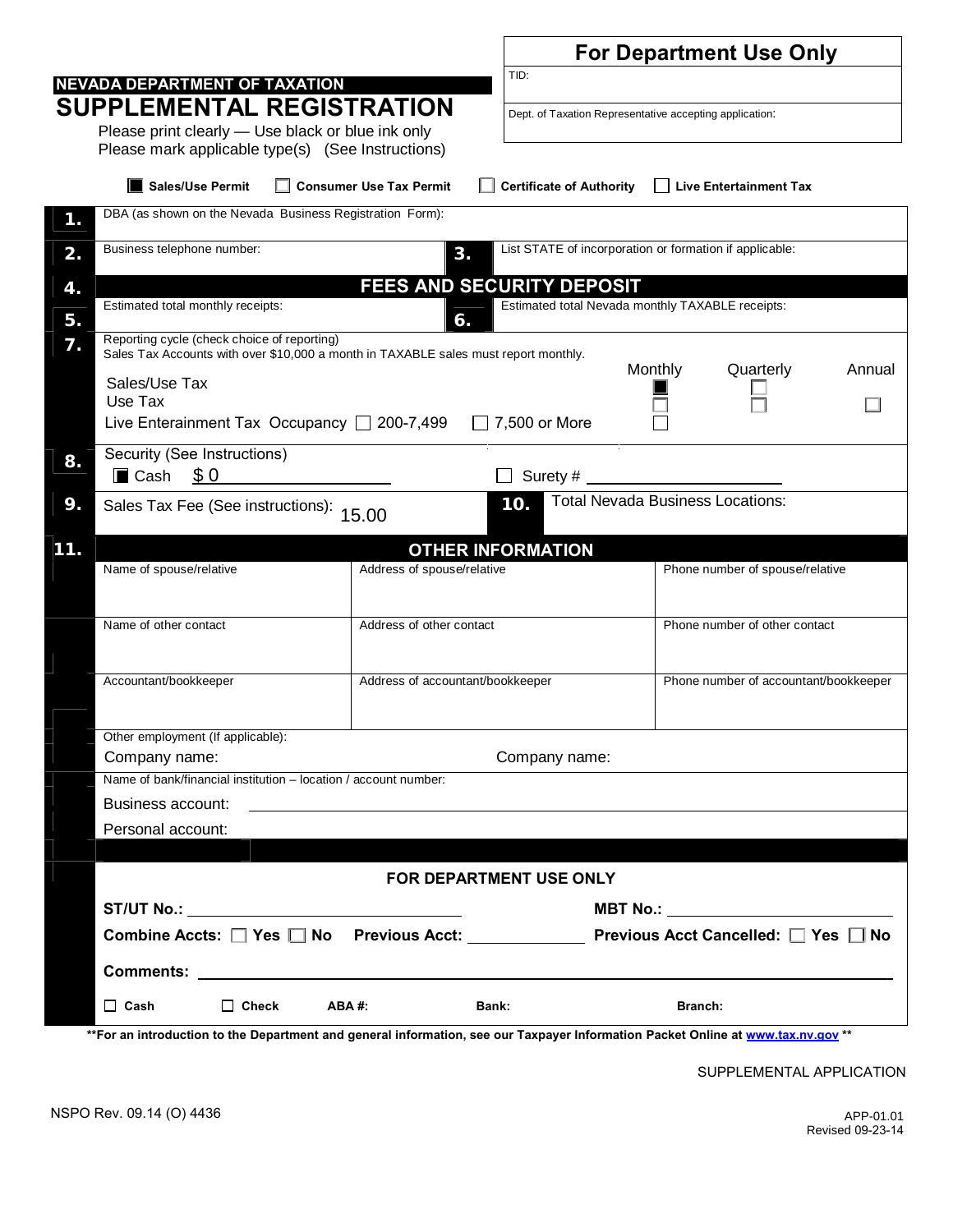## For Department Use Only

TID:

Dept. of Taxation Representative accepting application:

**NEVADA DEPARTMENT OF TAXATION**

# SUPPLEMENTAL REGISTRATION

Please print clearly — Use black or blue ink only
Please mark applicable type(s) (See Instructions)

☒ **Sales/Use Permit** ☐ **Consumer Use Tax Permit** ☐ **Certificate of Authority** ☐ **Live Entertainment Tax**

**1.** DBA (as shown on the Nevada Business Registration Form):

**2.** Business telephone number:

**3.** List STATE of incorporation or formation if applicable:

**4.** **FEES AND SECURITY DEPOSIT**

**5.** Estimated total monthly receipts:

**6.** Estimated total Nevada monthly TAXABLE receipts:

**7.** Reporting cycle (check choice of reporting)
Sales Tax Accounts with over $10,000 a month in TAXABLE sales must report monthly.

| | Monthly | Quarterly | Annual |
|---|---|---|---|
| Sales/Use Tax | ☒ | ☐ | |
| Use Tax | ☐ | ☐ | ☐ |
| Live Enteraintment Tax Occupancy ☐ 200-7,499 ☐ 7,500 or More | ☐ | | |

**8.** Security (See Instructions)
☒ Cash $ 0 ☐ Surety #

**9.** Sales Tax Fee (See instructions): 15.00

**10.** Total Nevada Business Locations:

**11.** **OTHER INFORMATION**

| Name of spouse/relative | Address of spouse/relative | Phone number of spouse/relative |
|---|---|---|
| | | |
| **Name of other contact** | **Address of other contact** | **Phone number of other contact** |
| | | |
| **Accountant/bookkeeper** | **Address of accountant/bookkeeper** | **Phone number of accountant/bookkeeper** |
| | | |

Other employment (If applicable):
Company name: Company name:

Name of bank/financial institution – location / account number:
Business account:
Personal account:

**FOR DEPARTMENT USE ONLY**

**ST/UT No.:** \_\_\_\_\_\_\_\_\_\_ **MBT No.:** \_\_\_\_\_\_\_\_\_\_

**Combine Accts:** ☐ **Yes** ☐ **No** **Previous Acct:** \_\_\_\_\_\_\_\_\_\_ **Previous Acct Cancelled:** ☐ **Yes** ☐ **No**

**Comments:** \_\_\_\_\_\_\_\_\_\_

☐ **Cash** ☐ **Check** **ABA #:** **Bank:** **Branch:**

**For an introduction to the Department and general information, see our Taxpayer Information Packet Online at www.tax.nv.gov**

SUPPLEMENTAL APPLICATION

NSPO Rev. 09.14 (O) 4436

APP-01.01
Revised 09-23-14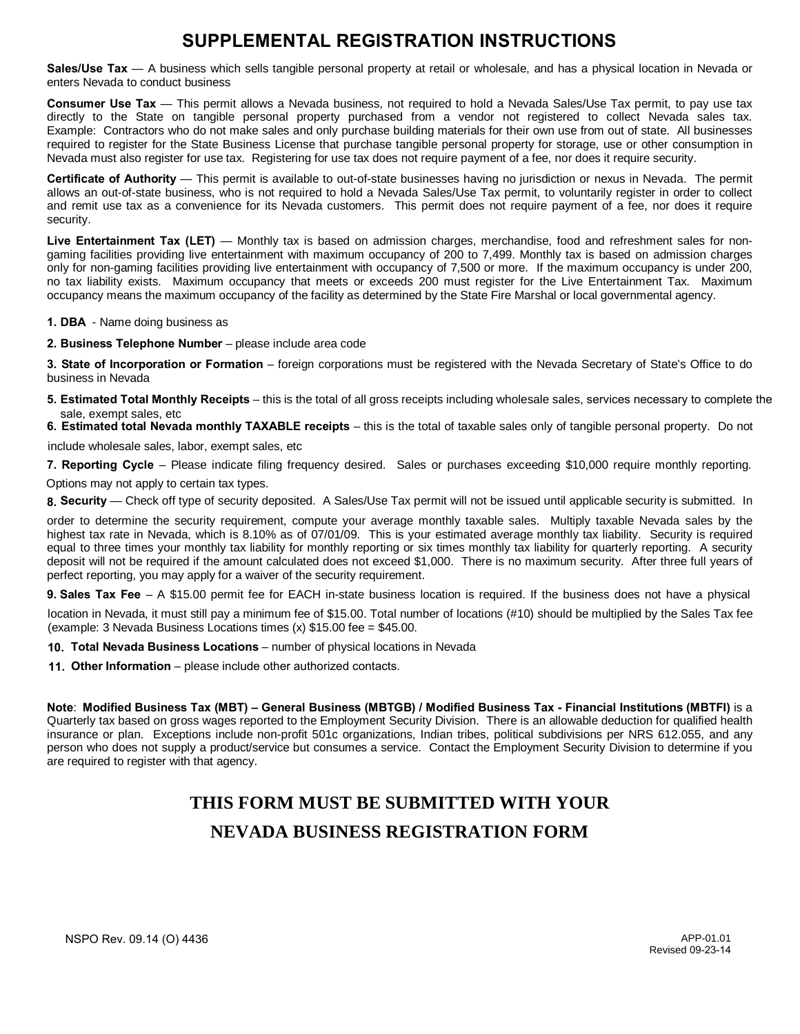# SUPPLEMENTAL REGISTRATION INSTRUCTIONS

**Sales/Use Tax** — A business which sells tangible personal property at retail or wholesale, and has a physical location in Nevada or enters Nevada to conduct business

**Consumer Use Tax** — This permit allows a Nevada business, not required to hold a Nevada Sales/Use Tax permit, to pay use tax directly to the State on tangible personal property purchased from a vendor not registered to collect Nevada sales tax. Example: Contractors who do not make sales and only purchase building materials for their own use from out of state. All businesses required to register for the State Business License that purchase tangible personal property for storage, use or other consumption in Nevada must also register for use tax. Registering for use tax does not require payment of a fee, nor does it require security.

**Certificate of Authority** — This permit is available to out-of-state businesses having no jurisdiction or nexus in Nevada. The permit allows an out-of-state business, who is not required to hold a Nevada Sales/Use Tax permit, to voluntarily register in order to collect and remit use tax as a convenience for its Nevada customers. This permit does not require payment of a fee, nor does it require security.

**Live Entertainment Tax (LET)** — Monthly tax is based on admission charges, merchandise, food and refreshment sales for non-gaming facilities providing live entertainment with maximum occupancy of 200 to 7,499. Monthly tax is based on admission charges only for non-gaming facilities providing live entertainment with occupancy of 7,500 or more. If the maximum occupancy is under 200, no tax liability exists. Maximum occupancy that meets or exceeds 200 must register for the Live Entertainment Tax. Maximum occupancy means the maximum occupancy of the facility as determined by the State Fire Marshal or local governmental agency.

**1. DBA** - Name doing business as

**2. Business Telephone Number** – please include area code

**3. State of Incorporation or Formation** – foreign corporations must be registered with the Nevada Secretary of State's Office to do business in Nevada

**5. Estimated Total Monthly Receipts** – this is the total of all gross receipts including wholesale sales, services necessary to complete the sale, exempt sales, etc

**6. Estimated total Nevada monthly TAXABLE receipts** – this is the total of taxable sales only of tangible personal property. Do not include wholesale sales, labor, exempt sales, etc

**7. Reporting Cycle** – Please indicate filing frequency desired. Sales or purchases exceeding $10,000 require monthly reporting. Options may not apply to certain tax types.

**8. Security** — Check off type of security deposited. A Sales/Use Tax permit will not be issued until applicable security is submitted. In order to determine the security requirement, compute your average monthly taxable sales. Multiply taxable Nevada sales by the highest tax rate in Nevada, which is 8.10% as of 07/01/09. This is your estimated average monthly tax liability. Security is required equal to three times your monthly tax liability for monthly reporting or six times monthly tax liability for quarterly reporting. A security deposit will not be required if the amount calculated does not exceed $1,000. There is no maximum security. After three full years of perfect reporting, you may apply for a waiver of the security requirement.

**9. Sales Tax Fee** – A $15.00 permit fee for EACH in-state business location is required. If the business does not have a physical location in Nevada, it must still pay a minimum fee of $15.00. Total number of locations (#10) should be multiplied by the Sales Tax fee (example: 3 Nevada Business Locations times (x) $15.00 fee = $45.00.

**10. Total Nevada Business Locations** – number of physical locations in Nevada

**11. Other Information** – please include other authorized contacts.

**Note**: **Modified Business Tax (MBT) – General Business (MBTGB) / Modified Business Tax - Financial Institutions (MBTFI)** is a Quarterly tax based on gross wages reported to the Employment Security Division. There is an allowable deduction for qualified health insurance or plan. Exceptions include non-profit 501c organizations, Indian tribes, political subdivisions per NRS 612.055, and any person who does not supply a product/service but consumes a service. Contact the Employment Security Division to determine if you are required to register with that agency.

## THIS FORM MUST BE SUBMITTED WITH YOUR NEVADA BUSINESS REGISTRATION FORM

NSPO Rev. 09.14 (O) 4436

APP-01.01
Revised 09-23-14